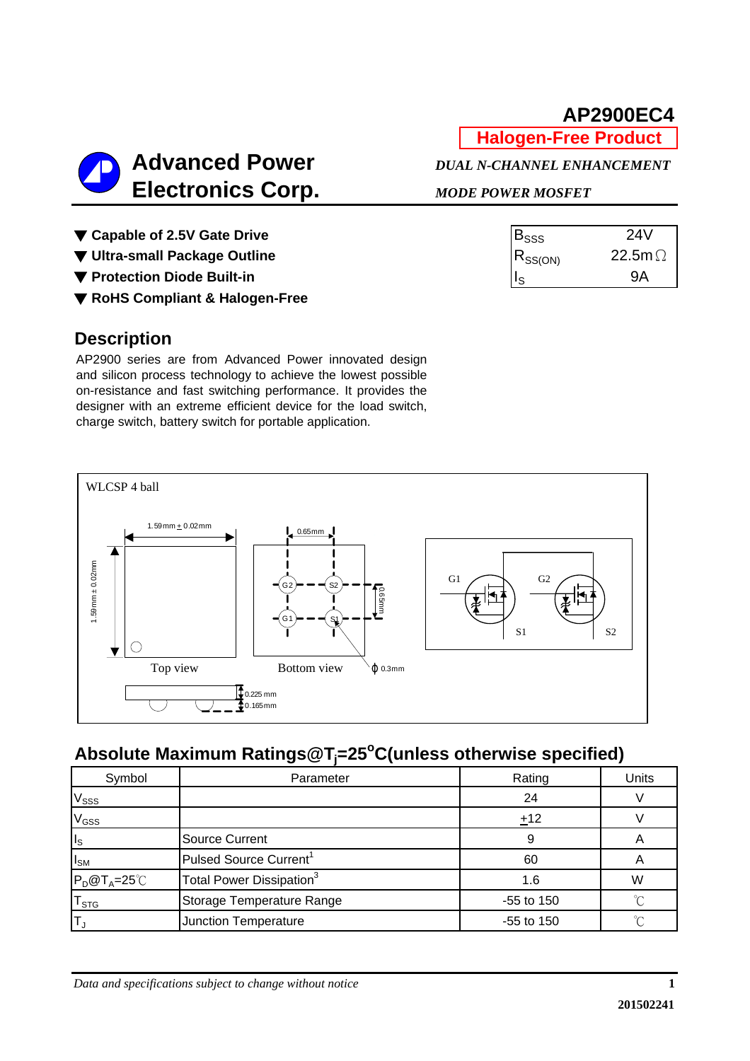# AP2900EC4

**Halogen-Free Product**

## Advanced Power Electronics Corp.

*DUAL N-CHANNEL ENHANCEMENT MODE POWER MOSFET*

- ▼ **Capable of 2.5V Gate Drive**
- ▼ **Ultra-small Package Outline**
- ▼ **Protection Diode Built-in**
- ▼ **RoHS Compliant & Halogen-Free**

| | |
|---|---|
| $B_{SSS}$ | 24V |
| $R_{SS(ON)}$ | 22.5mΩ |
| $I_S$ | 9A |

## Description

AP2900 series are from Advanced Power innovated design and silicon process technology to achieve the lowest possible on-resistance and fast switching performance. It provides the designer with an extreme efficient device for the load switch, charge switch, battery switch for portable application.

WLCSP 4 ball

1.59mm ± 0.02mm

0.65mm

1.59mm ± 0.02mm

0.65mm

G2 S2 G1 S1

Top view

Bottom view

ϕ 0.3mm

0.225 mm

0.165mm

G1 G2 S1 S2

## Absolute Maximum Ratings@$T_j$=25$^o$C(unless otherwise specified)

| Symbol | Parameter | Rating | Units |
|---|---|---|---|
| $V_{SSS}$ | | 24 | V |
| $V_{GSS}$ | | ±12 | V |
| $I_S$ | Source Current | 9 | A |
| $I_{SM}$ | Pulsed Source Current[1] | 60 | A |
| $P_D$@$T_A$=25℃ | Total Power Dissipation[3] | 1.6 | W |
| $T_{STG}$ | Storage Temperature Range | -55 to 150 | ℃ |
| $T_J$ | Junction Temperature | -55 to 150 | ℃ |

*Data and specifications subject to change without notice*

201502241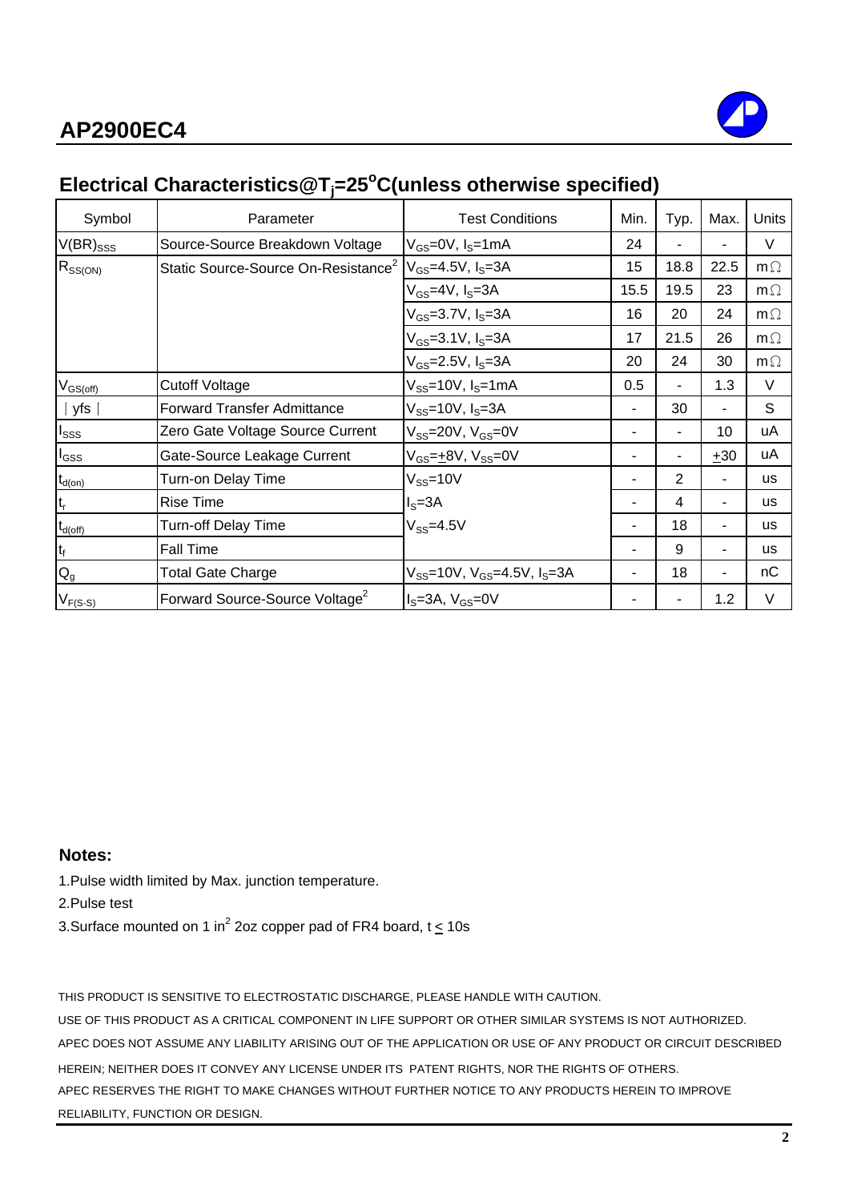## Electrical Characteristics@$T_j$=25°C(unless otherwise specified)

| Symbol | Parameter | Test Conditions | Min. | Typ. | Max. | Units |
|---|---|---|---|---|---|---|
| $V(BR)_{SSS}$ | Source-Source Breakdown Voltage | $V_{GS}$=0V, $I_S$=1mA | 24 | - | - | V |
| $R_{SS(ON)}$ | Static Source-Source On-Resistance[2] | $V_{GS}$=4.5V, $I_S$=3A | 15 | 18.8 | 22.5 | mΩ |
| | | $V_{GS}$=4V, $I_S$=3A | 15.5 | 19.5 | 23 | mΩ |
| | | $V_{GS}$=3.7V, $I_S$=3A | 16 | 20 | 24 | mΩ |
| | | $V_{GS}$=3.1V, $I_S$=3A | 17 | 21.5 | 26 | mΩ |
| | | $V_{GS}$=2.5V, $I_S$=3A | 20 | 24 | 30 | mΩ |
| $V_{GS(off)}$ | Cutoff Voltage | $V_{SS}$=10V, $I_S$=1mA | 0.5 | - | 1.3 | V |
| \|yfs\| | Forward Transfer Admittance | $V_{SS}$=10V, $I_S$=3A | - | 30 | - | S |
| $I_{SSS}$ | Zero Gate Voltage Source Current | $V_{SS}$=20V, $V_{GS}$=0V | - | - | 10 | uA |
| $I_{GSS}$ | Gate-Source Leakage Current | $V_{GS}$=±8V, $V_{SS}$=0V | - | - | ±30 | uA |
| $t_{d(on)}$ | Turn-on Delay Time | $V_{SS}$=10V | - | 2 | - | us |
| $t_r$ | Rise Time | $I_S$=3A | - | 4 | - | us |
| $t_{d(off)}$ | Turn-off Delay Time | $V_{SS}$=4.5V | - | 18 | - | us |
| $t_f$ | Fall Time | | - | 9 | - | us |
| $Q_g$ | Total Gate Charge | $V_{SS}$=10V, $V_{GS}$=4.5V, $I_S$=3A | - | 18 | - | nC |
| $V_{F(S-S)}$ | Forward Source-Source Voltage[2] | $I_S$=3A, $V_{GS}$=0V | - | - | 1.2 | V |

**Notes:**

1.Pulse width limited by Max. junction temperature.

2.Pulse test

3.Surface mounted on 1 in$^2$ 2oz copper pad of FR4 board, t ≤ 10s

THIS PRODUCT IS SENSITIVE TO ELECTROSTATIC DISCHARGE, PLEASE HANDLE WITH CAUTION.

USE OF THIS PRODUCT AS A CRITICAL COMPONENT IN LIFE SUPPORT OR OTHER SIMILAR SYSTEMS IS NOT AUTHORIZED.

APEC DOES NOT ASSUME ANY LIABILITY ARISING OUT OF THE APPLICATION OR USE OF ANY PRODUCT OR CIRCUIT DESCRIBED HEREIN; NEITHER DOES IT CONVEY ANY LICENSE UNDER ITS PATENT RIGHTS, NOR THE RIGHTS OF OTHERS.

APEC RESERVES THE RIGHT TO MAKE CHANGES WITHOUT FURTHER NOTICE TO ANY PRODUCTS HEREIN TO IMPROVE RELIABILITY, FUNCTION OR DESIGN.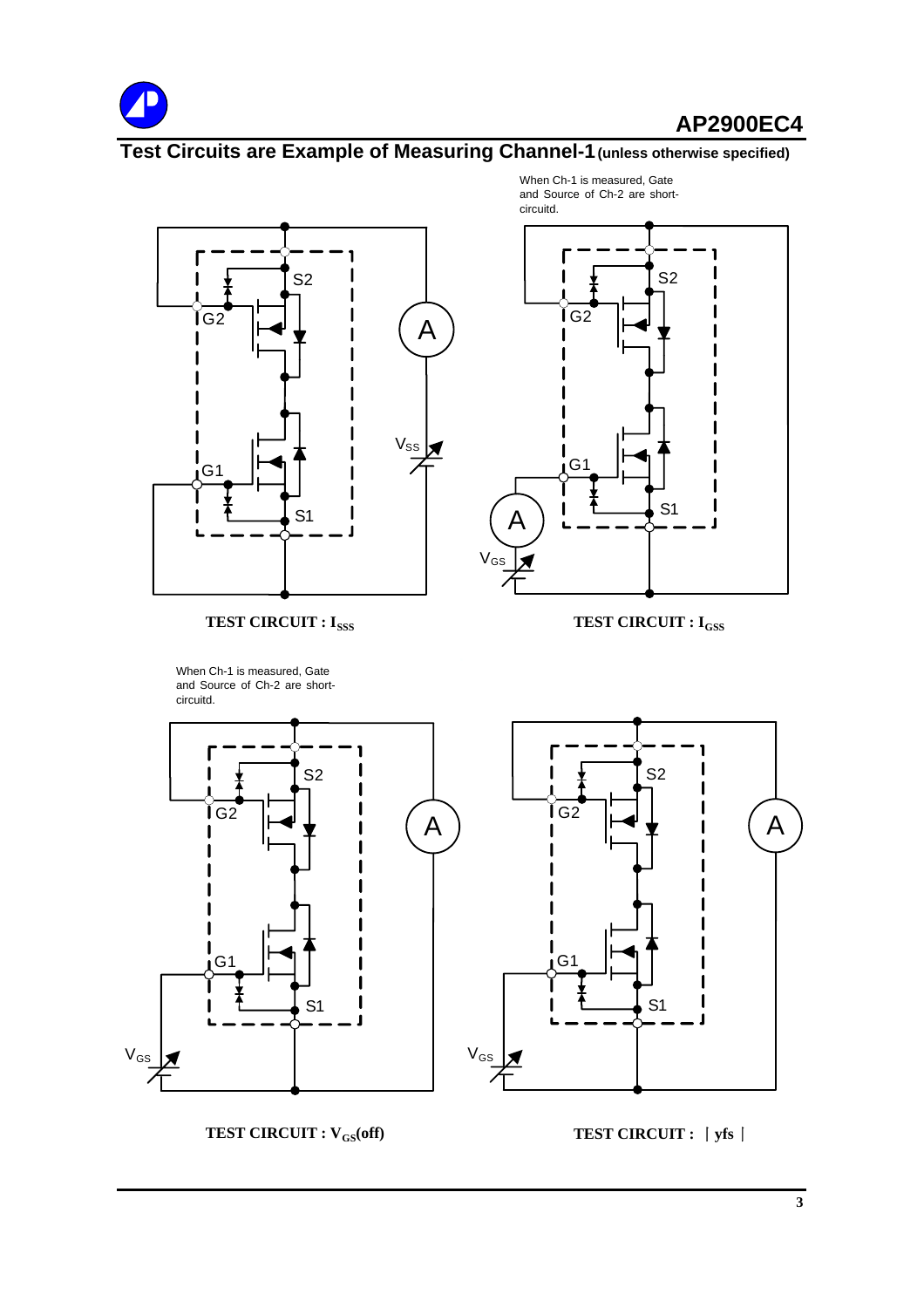## Test Circuits are Example of Measuring Channel-1 (unless otherwise specified)

When Ch-1 is measured, Gate and Source of Ch-2 are short-circuitd.

**TEST CIRCUIT : $I_{SSS}$**

**TEST CIRCUIT : $I_{GSS}$**

When Ch-1 is measured, Gate and Source of Ch-2 are short-circuitd.

**TEST CIRCUIT : $V_{GS}$(off)**

**TEST CIRCUIT : ｜yfs｜**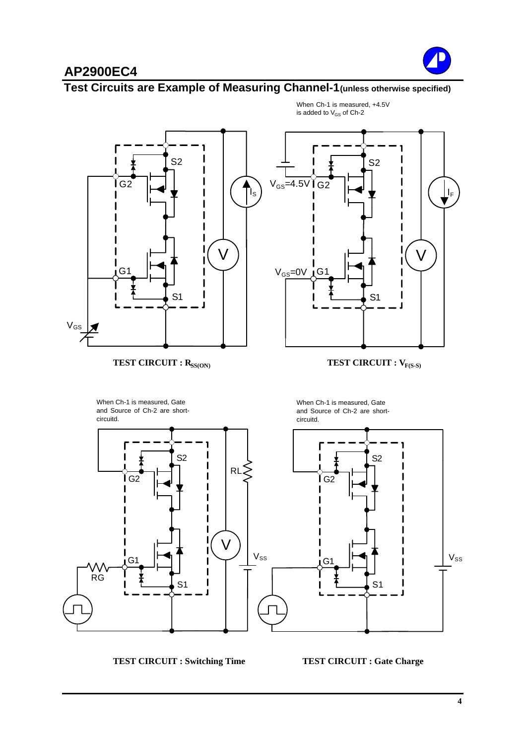## Test Circuits are Example of Measuring Channel-1 (unless otherwise specified)

When Ch-1 is measured, +4.5V is added to $V_{GS}$ of Ch-2

S2

G2

$I_S$

V

G1

S1

$V_{GS}$

**TEST CIRCUIT : $R_{SS(ON)}$**

S2

$V_{GS}$=4.5V G2

$I_F$

V

$V_{GS}$=0V G1

S1

**TEST CIRCUIT : $V_{F(S-S)}$**

When Ch-1 is measured, Gate and Source of Ch-2 are short-circuitd.

S2

G2

RL

V

$V_{SS}$

G1

RG

S1

**TEST CIRCUIT : Switching Time**

When Ch-1 is measured, Gate and Source of Ch-2 are short-circuitd.

S2

G2

G1

$V_{SS}$

S1

**TEST CIRCUIT : Gate Charge**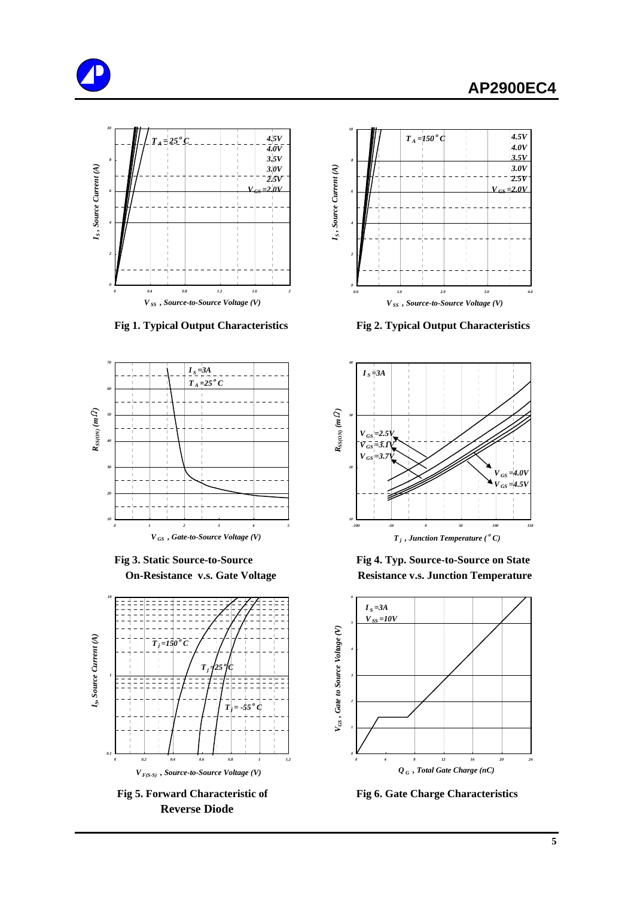Fig 1. Typical Output Characteristics

Fig 2. Typical Output Characteristics

Fig 3. Static Source-to-Source On-Resistance v.s. Gate Voltage

Fig 4. Typ. Source-to-Source on State Resistance v.s. Junction Temperature

Fig 5. Forward Characteristic of Reverse Diode

Fig 6. Gate Charge Characteristics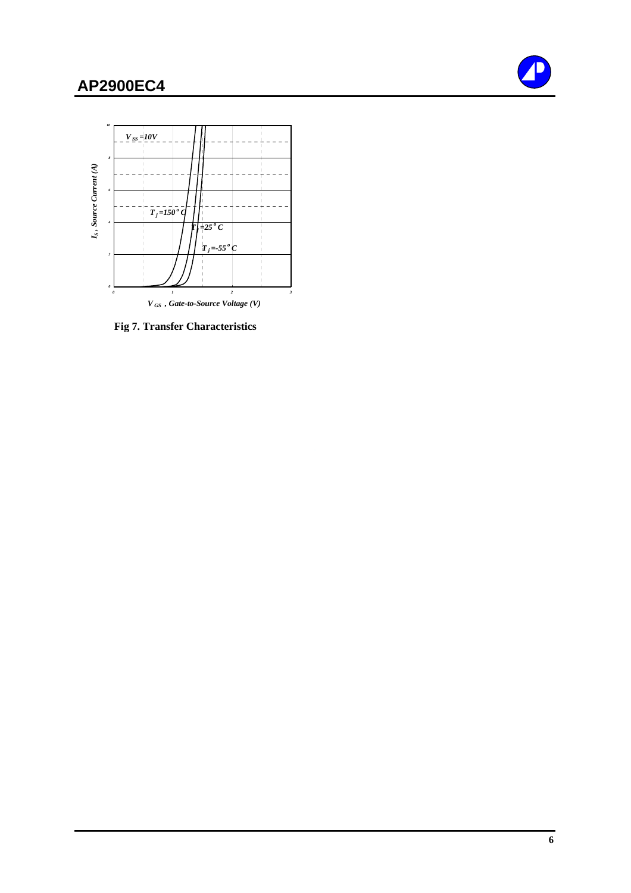$V_{SS}$ =10V

$T_j$=150$^o$C

$T_j$=25$^o$C

$T_j$=-55$^o$C

$I_S$ , Source Current (A)

$V_{GS}$ , Gate-to-Source Voltage (V)

**Fig 7. Transfer Characteristics**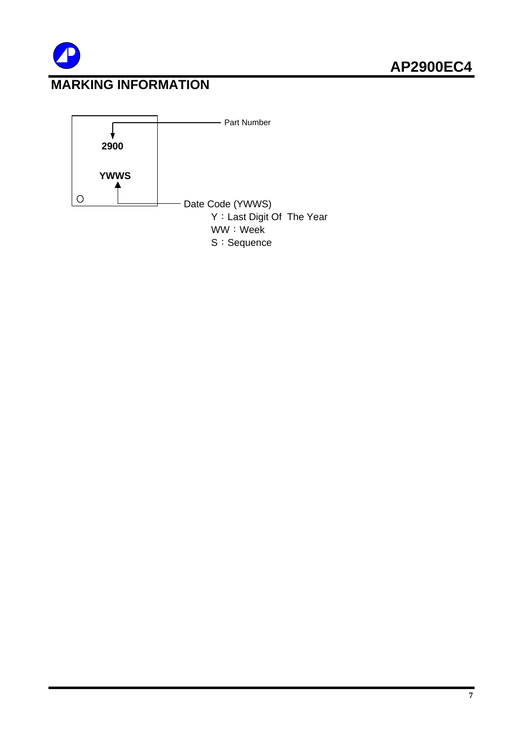## MARKING INFORMATION

2900

YWWS

Part Number

Date Code (YWWS)

Y：Last Digit Of The Year

WW：Week

S：Sequence